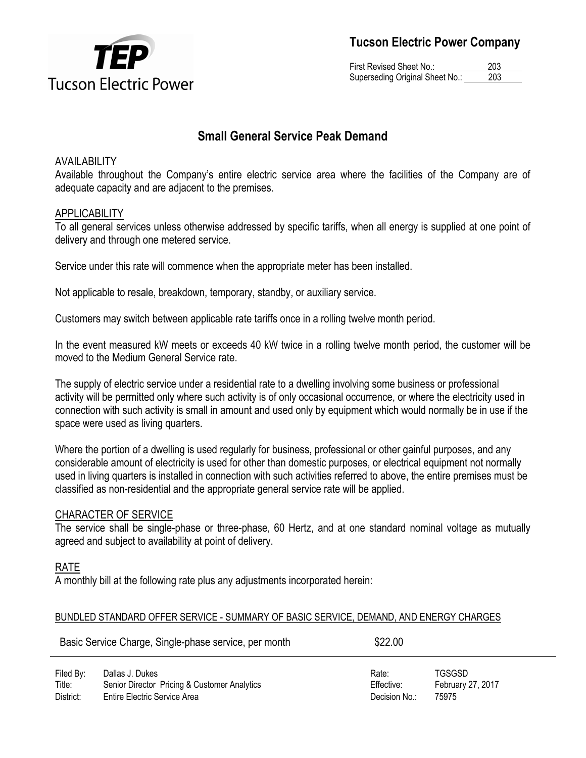# Tucson Electric Power Company

First Revised Sheet No.: 203
Superseding Original Sheet No.: 203

## Small General Service Peak Demand

### AVAILABILITY

Available throughout the Company's entire electric service area where the facilities of the Company are of adequate capacity and are adjacent to the premises.

### APPLICABILITY

To all general services unless otherwise addressed by specific tariffs, when all energy is supplied at one point of delivery and through one metered service.

Service under this rate will commence when the appropriate meter has been installed.

Not applicable to resale, breakdown, temporary, standby, or auxiliary service.

Customers may switch between applicable rate tariffs once in a rolling twelve month period.

In the event measured kW meets or exceeds 40 kW twice in a rolling twelve month period, the customer will be moved to the Medium General Service rate.

The supply of electric service under a residential rate to a dwelling involving some business or professional activity will be permitted only where such activity is of only occasional occurrence, or where the electricity used in connection with such activity is small in amount and used only by equipment which would normally be in use if the space were used as living quarters.

Where the portion of a dwelling is used regularly for business, professional or other gainful purposes, and any considerable amount of electricity is used for other than domestic purposes, or electrical equipment not normally used in living quarters is installed in connection with such activities referred to above, the entire premises must be classified as non-residential and the appropriate general service rate will be applied.

### CHARACTER OF SERVICE

The service shall be single-phase or three-phase, 60 Hertz, and at one standard nominal voltage as mutually agreed and subject to availability at point of delivery.

### RATE

A monthly bill at the following rate plus any adjustments incorporated herein:

#### BUNDLED STANDARD OFFER SERVICE - SUMMARY OF BASIC SERVICE, DEMAND, AND ENERGY CHARGES

| | |
|---|---|
| Basic Service Charge, Single-phase service, per month | $22.00 |

| | | | |
|---|---|---|---|
| Filed By: | Dallas J. Dukes | Rate: | TGSGSD |
| Title: | Senior Director Pricing & Customer Analytics | Effective: | February 27, 2017 |
| District: | Entire Electric Service Area | Decision No.: | 75975 |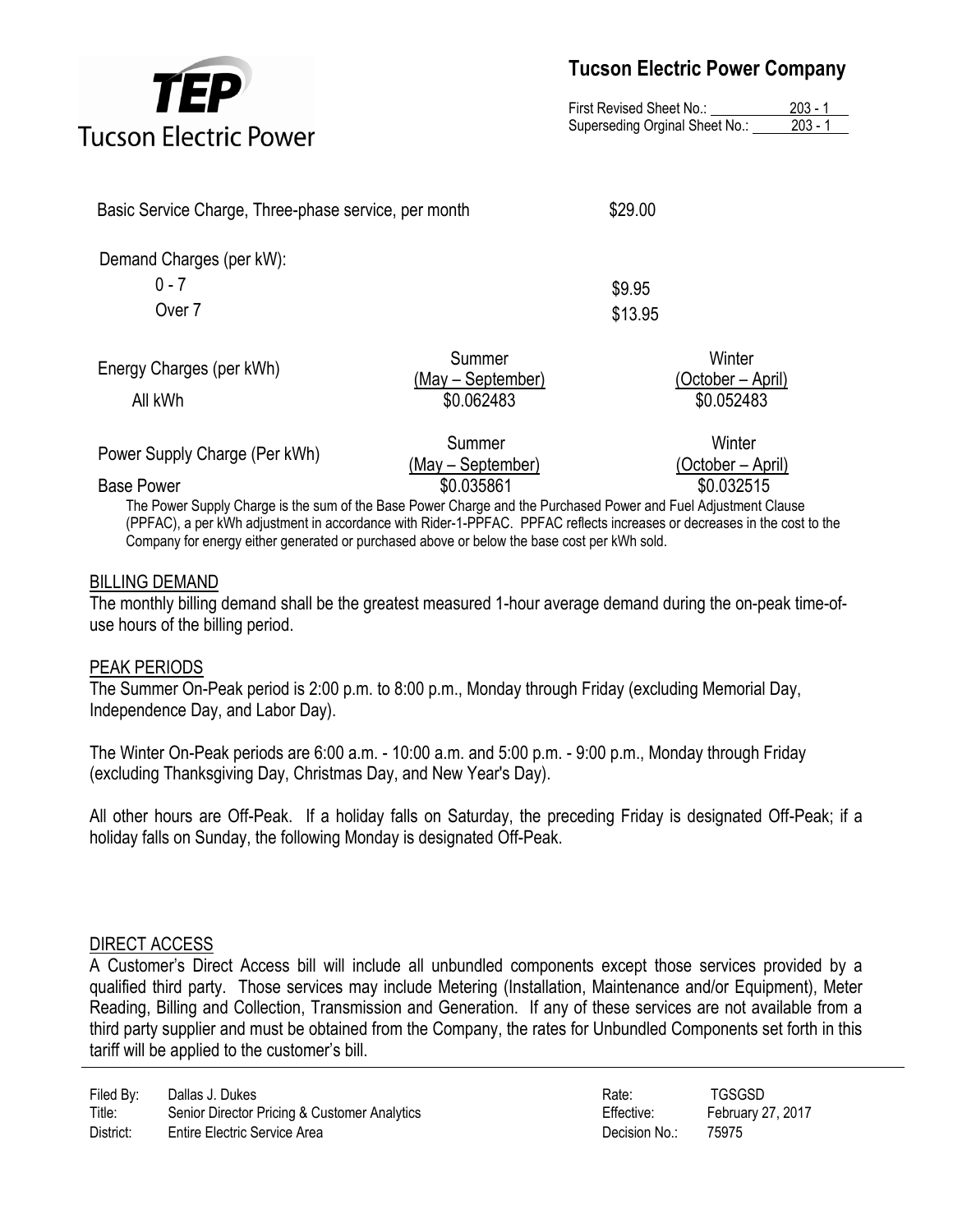| | | |
|---|---|---|
| Basic Service Charge, Three-phase service, per month | | $29.00 |
| Demand Charges (per kW): | | |
| 0 - 7 | | $9.95 |
| Over 7 | | $13.95 |

| Energy Charges (per kWh) | Summer (May – September) | Winter (October – April) |
|---|---|---|
| All kWh | $0.062483 | $0.052483 |

| Power Supply Charge (Per kWh) | Summer (May – September) | Winter (October – April) |
|---|---|---|
| Base Power | $0.035861 | $0.032515 |

The Power Supply Charge is the sum of the Base Power Charge and the Purchased Power and Fuel Adjustment Clause (PPFAC), a per kWh adjustment in accordance with Rider-1-PPFAC. PPFAC reflects increases or decreases in the cost to the Company for energy either generated or purchased above or below the base cost per kWh sold.

## BILLING DEMAND

The monthly billing demand shall be the greatest measured 1-hour average demand during the on-peak time-of-use hours of the billing period.

## PEAK PERIODS

The Summer On-Peak period is 2:00 p.m. to 8:00 p.m., Monday through Friday (excluding Memorial Day, Independence Day, and Labor Day).

The Winter On-Peak periods are 6:00 a.m. - 10:00 a.m. and 5:00 p.m. - 9:00 p.m., Monday through Friday (excluding Thanksgiving Day, Christmas Day, and New Year's Day).

All other hours are Off-Peak. If a holiday falls on Saturday, the preceding Friday is designated Off-Peak; if a holiday falls on Sunday, the following Monday is designated Off-Peak.

## DIRECT ACCESS

A Customer's Direct Access bill will include all unbundled components except those services provided by a qualified third party. Those services may include Metering (Installation, Maintenance and/or Equipment), Meter Reading, Billing and Collection, Transmission and Generation. If any of these services are not available from a third party supplier and must be obtained from the Company, the rates for Unbundled Components set forth in this tariff will be applied to the customer's bill.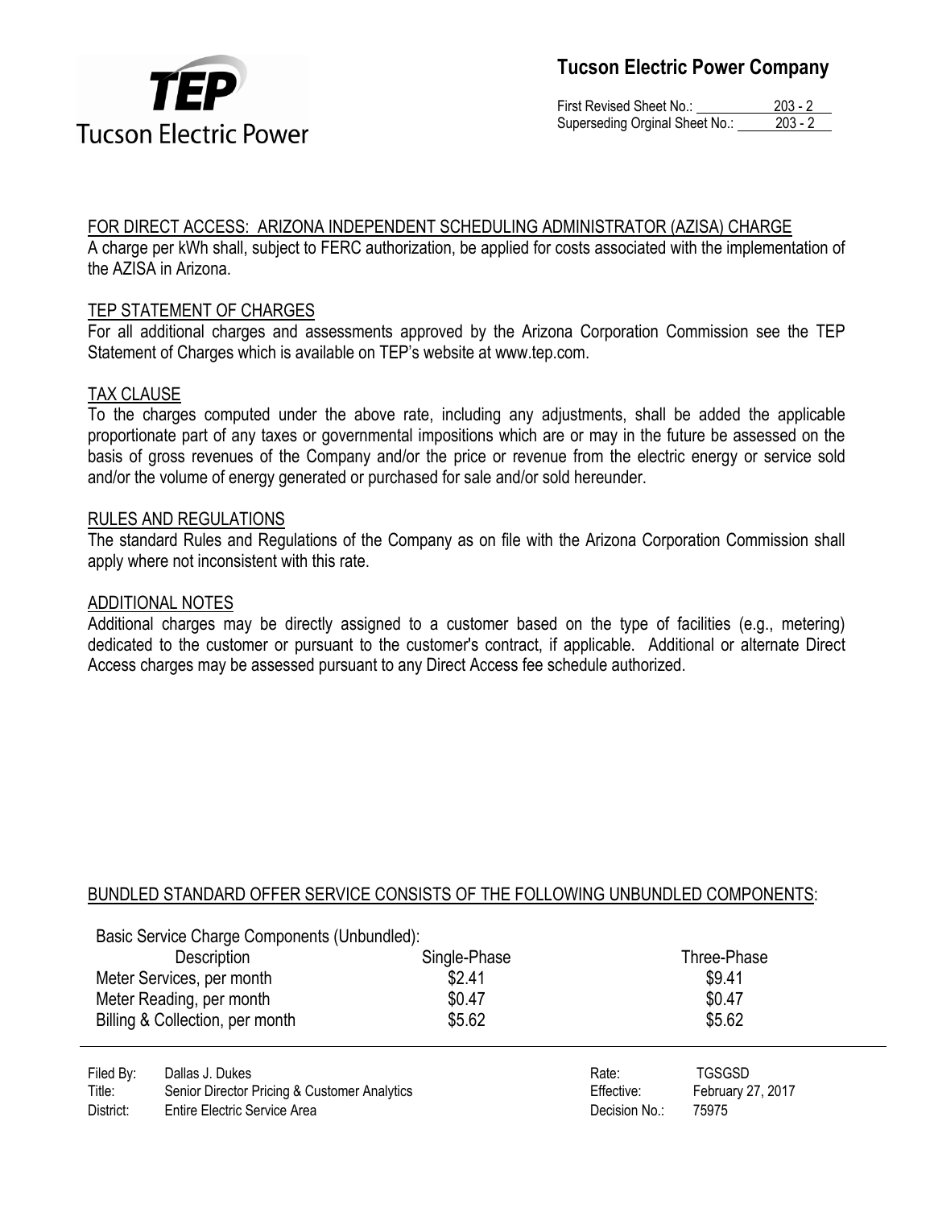## FOR DIRECT ACCESS: ARIZONA INDEPENDENT SCHEDULING ADMINISTRATOR (AZISA) CHARGE

A charge per kWh shall, subject to FERC authorization, be applied for costs associated with the implementation of the AZISA in Arizona.

## TEP STATEMENT OF CHARGES

For all additional charges and assessments approved by the Arizona Corporation Commission see the TEP Statement of Charges which is available on TEP's website at www.tep.com.

## TAX CLAUSE

To the charges computed under the above rate, including any adjustments, shall be added the applicable proportionate part of any taxes or governmental impositions which are or may in the future be assessed on the basis of gross revenues of the Company and/or the price or revenue from the electric energy or service sold and/or the volume of energy generated or purchased for sale and/or sold hereunder.

## RULES AND REGULATIONS

The standard Rules and Regulations of the Company as on file with the Arizona Corporation Commission shall apply where not inconsistent with this rate.

## ADDITIONAL NOTES

Additional charges may be directly assigned to a customer based on the type of facilities (e.g., metering) dedicated to the customer or pursuant to the customer's contract, if applicable. Additional or alternate Direct Access charges may be assessed pursuant to any Direct Access fee schedule authorized.

## BUNDLED STANDARD OFFER SERVICE CONSISTS OF THE FOLLOWING UNBUNDLED COMPONENTS:

Basic Service Charge Components (Unbundled):

| Description | Single-Phase | Three-Phase |
|---|---|---|
| Meter Services, per month | $2.41 | $9.41 |
| Meter Reading, per month | $0.47 | $0.47 |
| Billing & Collection, per month | $5.62 | $5.62 |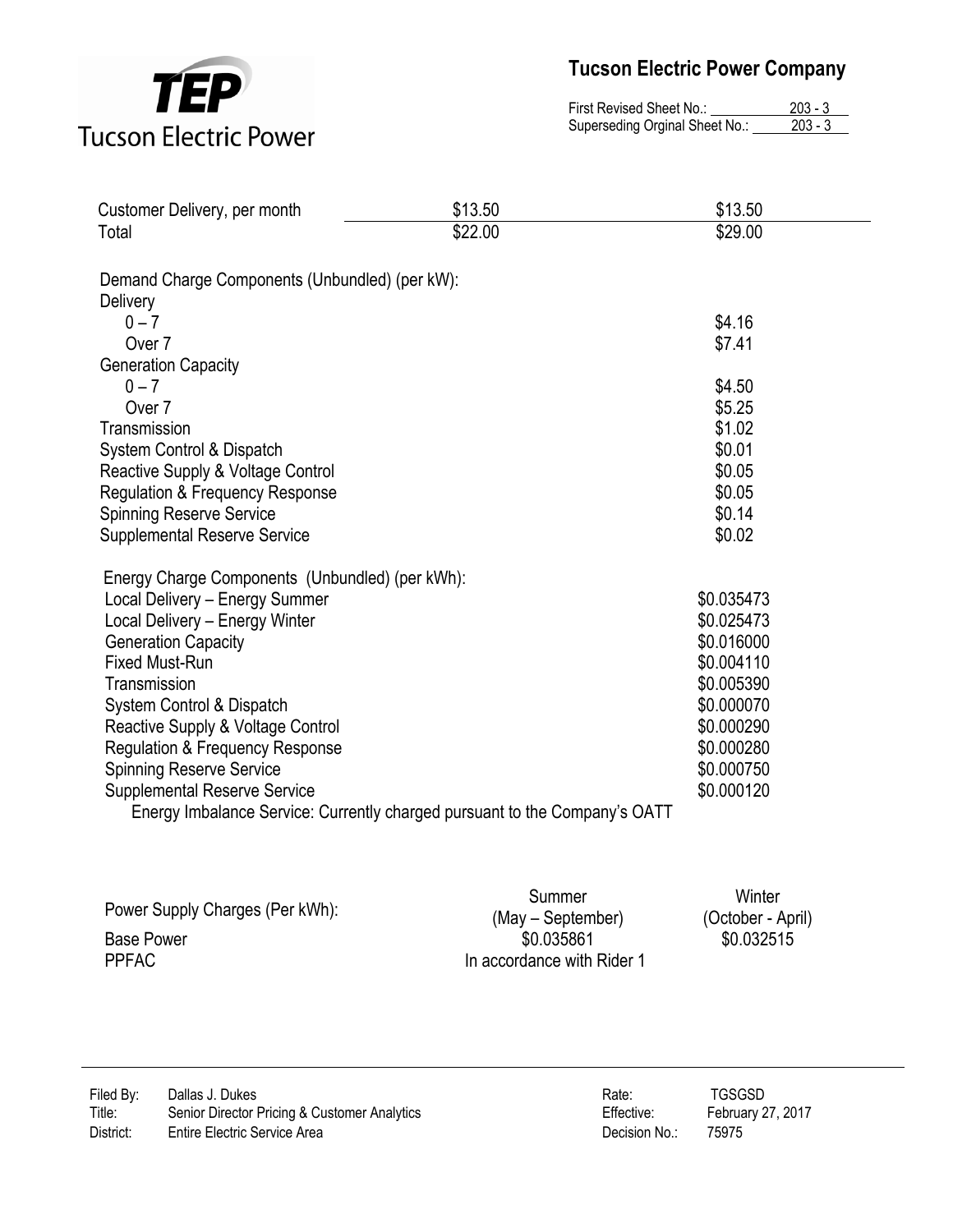# Tucson Electric Power Company

First Revised Sheet No.: 203 - 3
Superseding Orginal Sheet No.: 203 - 3

| | | |
|---|---|---|
| Customer Delivery, per month | $13.50 | $13.50 |
| Total | $22.00 | $29.00 |

Demand Charge Components (Unbundled) (per kW):

| | |
|---|---|
| Delivery | |
| 0 – 7 | $4.16 |
| Over 7 | $7.41 |
| Generation Capacity | |
| 0 – 7 | $4.50 |
| Over 7 | $5.25 |
| Transmission | $1.02 |
| System Control & Dispatch | $0.01 |
| Reactive Supply & Voltage Control | $0.05 |
| Regulation & Frequency Response | $0.05 |
| Spinning Reserve Service | $0.14 |
| Supplemental Reserve Service | $0.02 |

Energy Charge Components (Unbundled) (per kWh):

| | |
|---|---|
| Local Delivery – Energy Summer | $0.035473 |
| Local Delivery – Energy Winter | $0.025473 |
| Generation Capacity | $0.016000 |
| Fixed Must-Run | $0.004110 |
| Transmission | $0.005390 |
| System Control & Dispatch | $0.000070 |
| Reactive Supply & Voltage Control | $0.000290 |
| Regulation & Frequency Response | $0.000280 |
| Spinning Reserve Service | $0.000750 |
| Supplemental Reserve Service | $0.000120 |

Energy Imbalance Service: Currently charged pursuant to the Company's OATT

| Power Supply Charges (Per kWh): | Summer (May – September) | Winter (October - April) |
|---|---|---|
| Base Power | $0.035861 | $0.032515 |
| PPFAC | In accordance with Rider 1 | |

Filed By: Dallas J. Dukes
Title: Senior Director Pricing & Customer Analytics
District: Entire Electric Service Area

Rate: TGSGSD
Effective: February 27, 2017
Decision No.: 75975